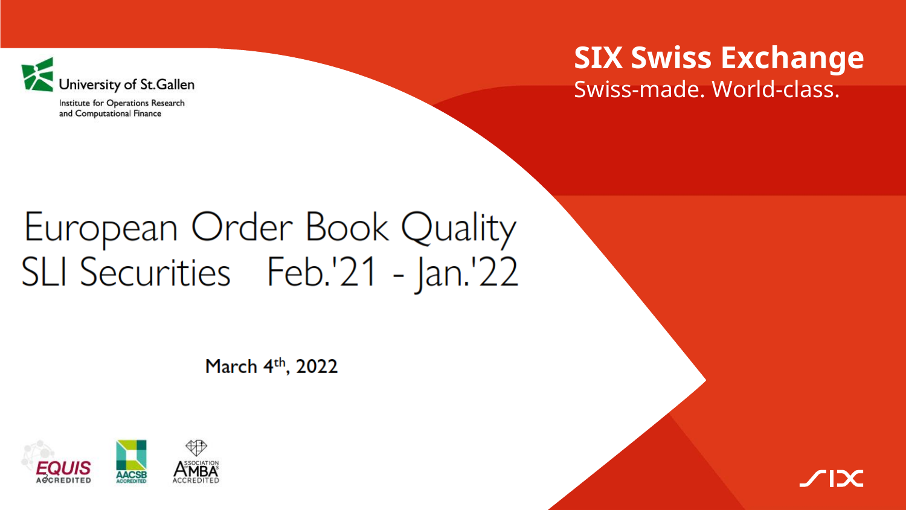University of St.Gallen

Institute for Operations Research and Computational Finance

**SIX Swiss Exchange**

Swiss-made. World-class.

# European Order Book Quality SLI Securities Feb.'21 - Jan.'22

March 4th, 2022

EQUIS ACCREDITED

AACSB ACCREDITED

ASSOCIATION AMBA ACCREDITED

SIX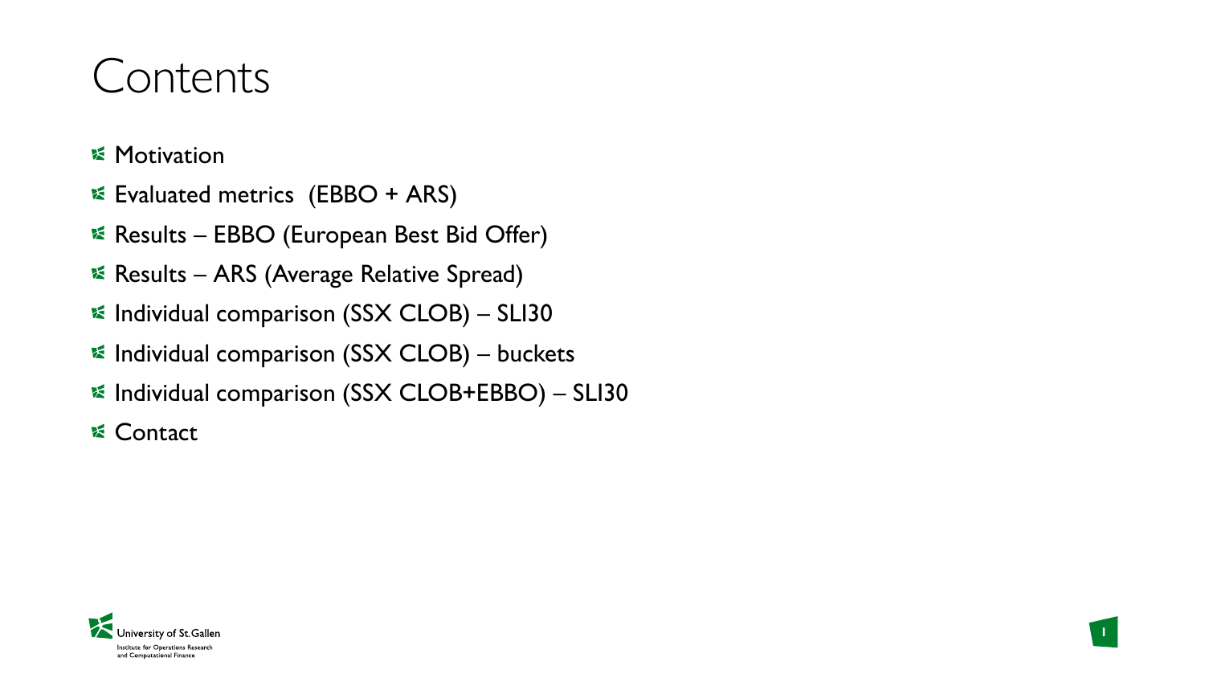# Contents

- Motivation
- Evaluated metrics  (EBBO + ARS)
- Results – EBBO (European Best Bid Offer)
- Results – ARS (Average Relative Spread)
- Individual comparison (SSX CLOB) – SLI30
- Individual comparison (SSX CLOB) – buckets
- Individual comparison (SSX CLOB+EBBO) – SLI30
- Contact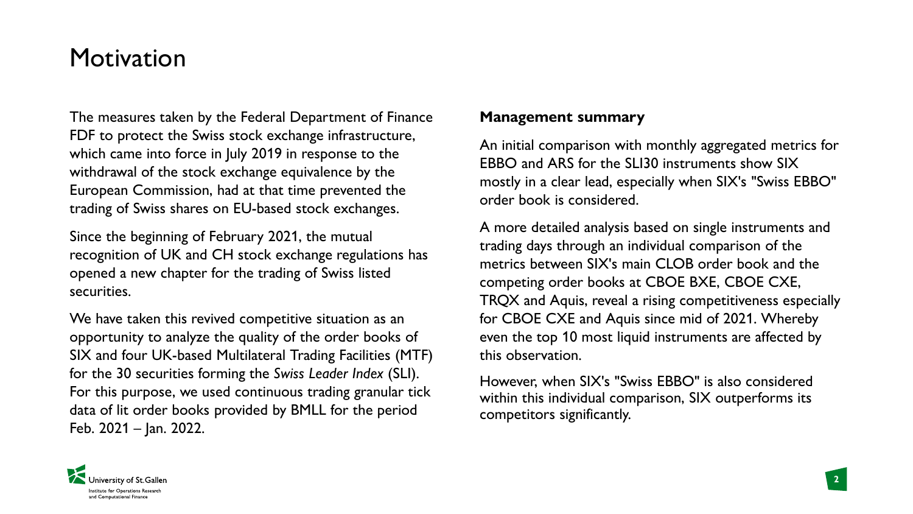# Motivation

The measures taken by the Federal Department of Finance FDF to protect the Swiss stock exchange infrastructure, which came into force in July 2019 in response to the withdrawal of the stock exchange equivalence by the European Commission, had at that time prevented the trading of Swiss shares on EU-based stock exchanges.

Since the beginning of February 2021, the mutual recognition of UK and CH stock exchange regulations has opened a new chapter for the trading of Swiss listed securities.

We have taken this revived competitive situation as an opportunity to analyze the quality of the order books of SIX and four UK-based Multilateral Trading Facilities (MTF) for the 30 securities forming the *Swiss Leader Index* (SLI). For this purpose, we used continuous trading granular tick data of lit order books provided by BMLL for the period Feb. 2021 – Jan. 2022.

**Management summary**

An initial comparison with monthly aggregated metrics for EBBO and ARS for the SLI30 instruments show SIX mostly in a clear lead, especially when SIX's "Swiss EBBO" order book is considered.

A more detailed analysis based on single instruments and trading days through an individual comparison of the metrics between SIX's main CLOB order book and the competing order books at CBOE BXE, CBOE CXE, TRQX and Aquis, reveal a rising competitiveness especially for CBOE CXE and Aquis since mid of 2021. Whereby even the top 10 most liquid instruments are affected by this observation.

However, when SIX's "Swiss EBBO" is also considered within this individual comparison, SIX outperforms its competitors significantly.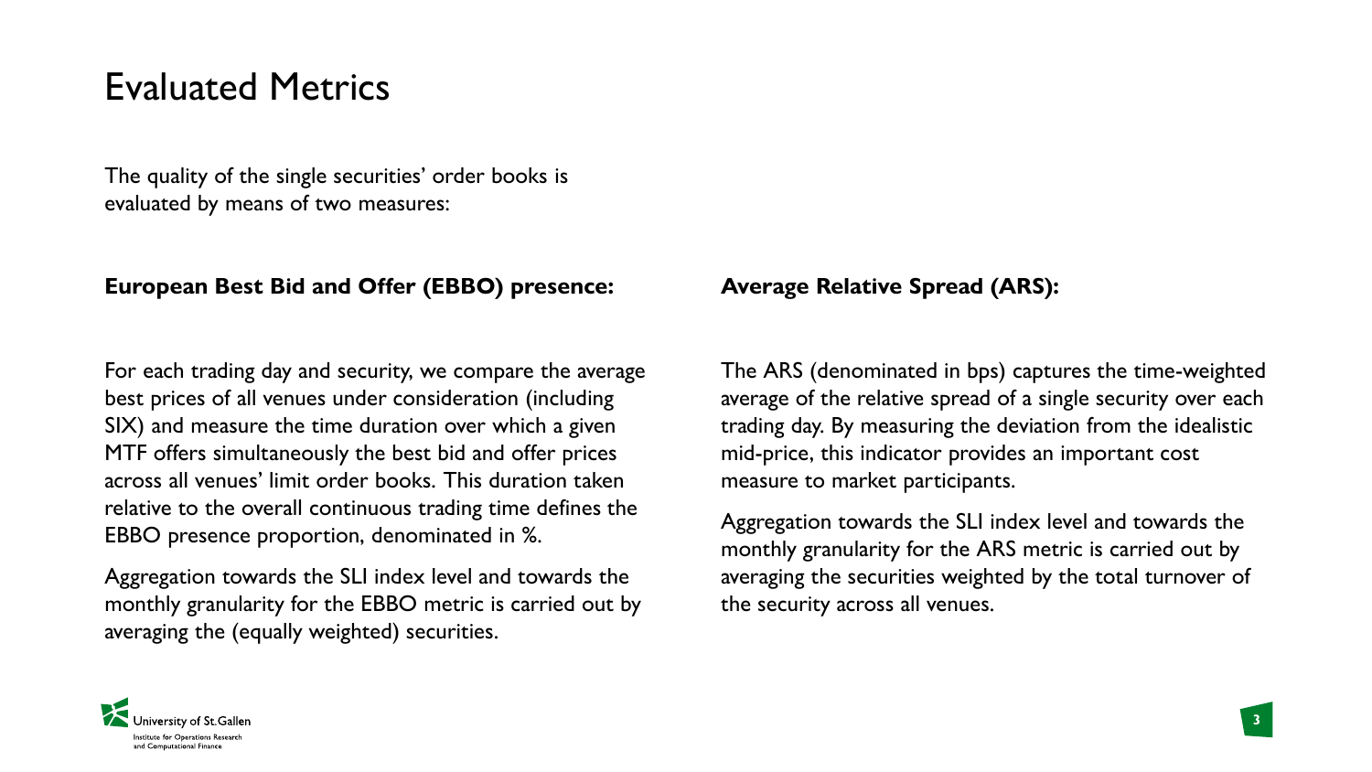# Evaluated Metrics

The quality of the single securities' order books is evaluated by means of two measures:

**European Best Bid and Offer (EBBO) presence:**

For each trading day and security, we compare the average best prices of all venues under consideration (including SIX) and measure the time duration over which a given MTF offers simultaneously the best bid and offer prices across all venues' limit order books. This duration taken relative to the overall continuous trading time defines the EBBO presence proportion, denominated in %.

Aggregation towards the SLI index level and towards the monthly granularity for the EBBO metric is carried out by averaging the (equally weighted) securities.

**Average Relative Spread (ARS):**

The ARS (denominated in bps) captures the time-weighted average of the relative spread of a single security over each trading day. By measuring the deviation from the idealistic mid-price, this indicator provides an important cost measure to market participants.

Aggregation towards the SLI index level and towards the monthly granularity for the ARS metric is carried out by averaging the securities weighted by the total turnover of the security across all venues.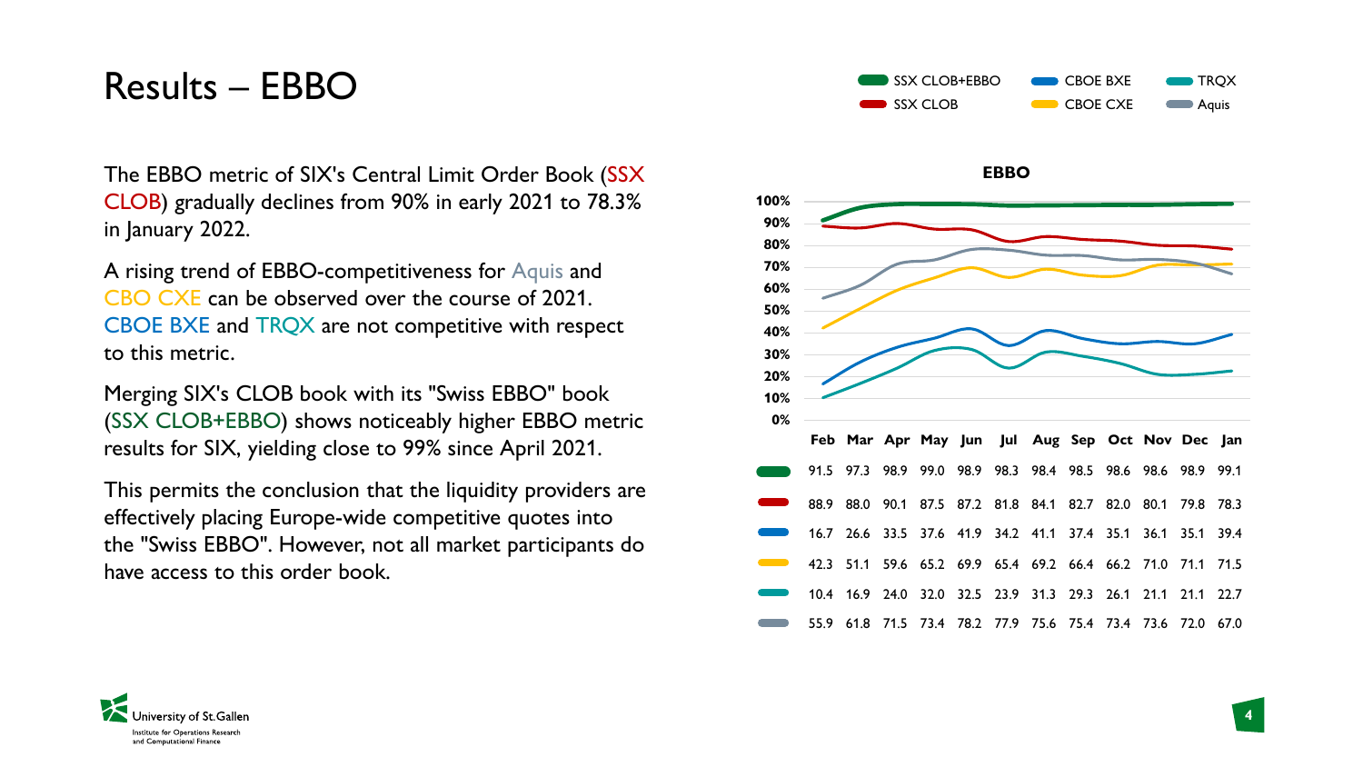# Results – EBBO

The EBBO metric of SIX's Central Limit Order Book (SSX CLOB) gradually declines from 90% in early 2021 to 78.3% in January 2022.

A rising trend of EBBO-competitiveness for Aquis and CBO CXE can be observed over the course of 2021. CBOE BXE and TRQX are not competitive with respect to this metric.

Merging SIX's CLOB book with its "Swiss EBBO" book (SSX CLOB+EBBO) shows noticeably higher EBBO metric results for SIX, yielding close to 99% since April 2021.

This permits the conclusion that the liquidity providers are effectively placing Europe-wide competitive quotes into the "Swiss EBBO". However, not all market participants do have access to this order book.

**EBBO**

| | Feb | Mar | Apr | May | Jun | Jul | Aug | Sep | Oct | Nov | Dec | Jan |
|---|---|---|---|---|---|---|---|---|---|---|---|---|
| SSX CLOB+EBBO | 91.5 | 97.3 | 98.9 | 99.0 | 98.9 | 98.3 | 98.4 | 98.5 | 98.6 | 98.6 | 98.9 | 99.1 |
| SSX CLOB | 88.9 | 88.0 | 90.1 | 87.5 | 87.2 | 81.8 | 84.1 | 82.7 | 82.0 | 80.1 | 79.8 | 78.3 |
| CBOE BXE | 16.7 | 26.6 | 33.5 | 37.6 | 41.9 | 34.2 | 41.1 | 37.4 | 35.1 | 36.1 | 35.1 | 39.4 |
| CBOE CXE | 42.3 | 51.1 | 59.6 | 65.2 | 69.9 | 65.4 | 69.2 | 66.4 | 66.2 | 71.0 | 71.1 | 71.5 |
| TRQX | 10.4 | 16.9 | 24.0 | 32.0 | 32.5 | 23.9 | 31.3 | 29.3 | 26.1 | 21.1 | 21.1 | 22.7 |
| Aquis | 55.9 | 61.8 | 71.5 | 73.4 | 78.2 | 77.9 | 75.6 | 75.4 | 73.4 | 73.6 | 72.0 | 67.0 |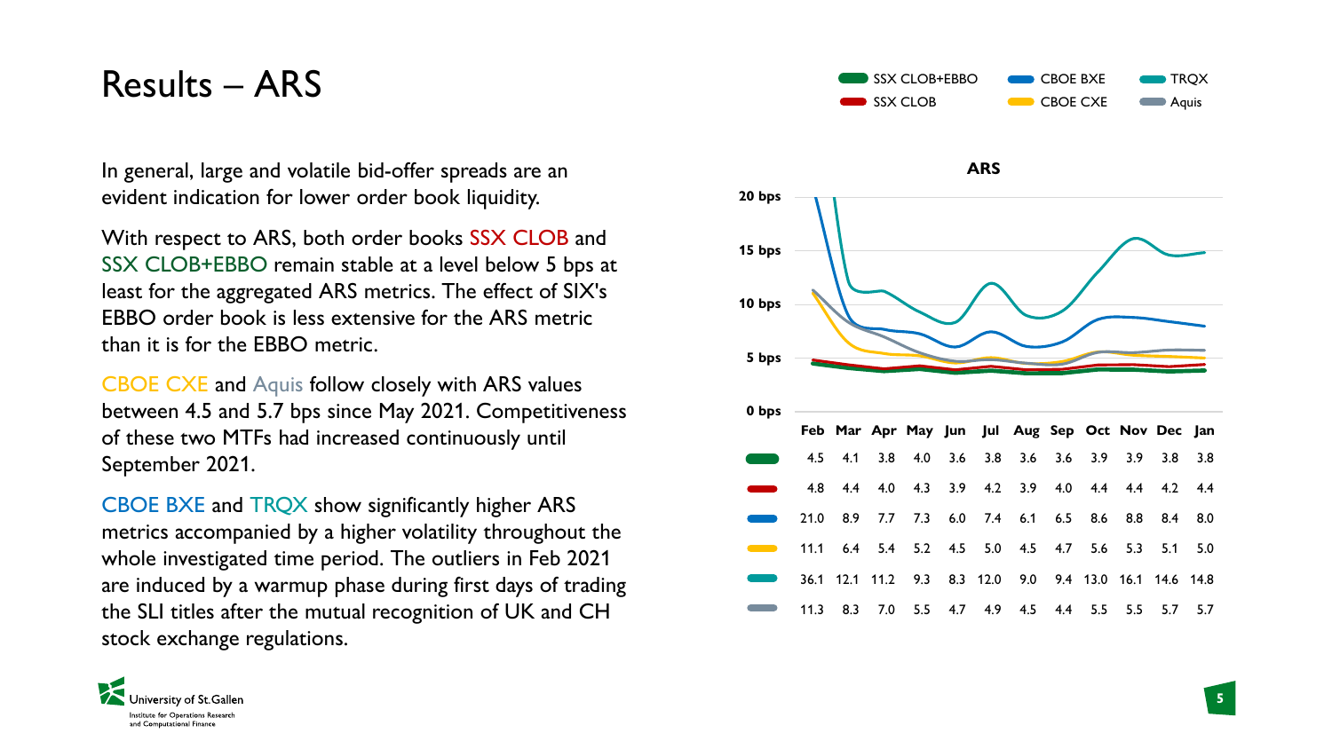# Results – ARS

In general, large and volatile bid-offer spreads are an evident indication for lower order book liquidity.

With respect to ARS, both order books SSX CLOB and SSX CLOB+EBBO remain stable at a level below 5 bps at least for the aggregated ARS metrics. The effect of SIX's EBBO order book is less extensive for the ARS metric than it is for the EBBO metric.

CBOE CXE and Aquis follow closely with ARS values between 4.5 and 5.7 bps since May 2021. Competitiveness of these two MTFs had increased continuously until September 2021.

CBOE BXE and TRQX show significantly higher ARS metrics accompanied by a higher volatility throughout the whole investigated time period. The outliers in Feb 2021 are induced by a warmup phase during first days of trading the SLI titles after the mutual recognition of UK and CH stock exchange regulations.

**ARS**

| | Feb | Mar | Apr | May | Jun | Jul | Aug | Sep | Oct | Nov | Dec | Jan |
|---|---|---|---|---|---|---|---|---|---|---|---|---|
| SSX CLOB+EBBO | 4.5 | 4.1 | 3.8 | 4.0 | 3.6 | 3.8 | 3.6 | 3.6 | 3.9 | 3.9 | 3.8 | 3.8 |
| SSX CLOB | 4.8 | 4.4 | 4.0 | 4.3 | 3.9 | 4.2 | 3.9 | 4.0 | 4.4 | 4.4 | 4.2 | 4.4 |
| CBOE BXE | 21.0 | 8.9 | 7.7 | 7.3 | 6.0 | 7.4 | 6.1 | 6.5 | 8.6 | 8.8 | 8.4 | 8.0 |
| CBOE CXE | 11.1 | 6.4 | 5.4 | 5.2 | 4.5 | 5.0 | 4.5 | 4.7 | 5.6 | 5.3 | 5.1 | 5.0 |
| TRQX | 36.1 | 12.1 | 11.2 | 9.3 | 8.3 | 12.0 | 9.0 | 9.4 | 13.0 | 16.1 | 14.6 | 14.8 |
| Aquis | 11.3 | 8.3 | 7.0 | 5.5 | 4.7 | 4.9 | 4.5 | 4.4 | 5.5 | 5.5 | 5.7 | 5.7 |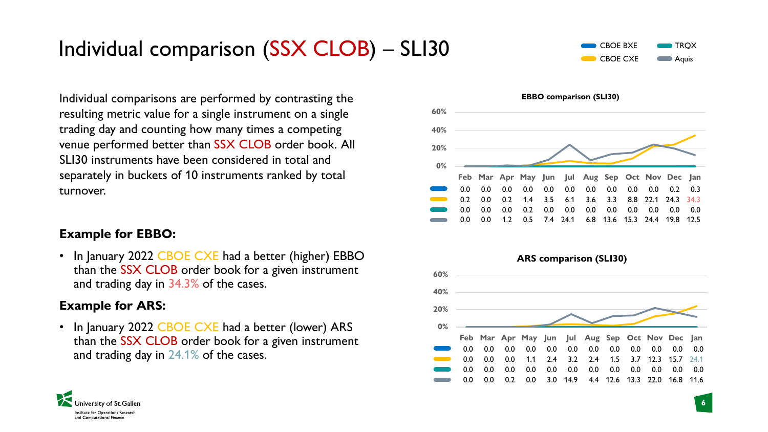# Individual comparison (SSX CLOB) – SLI30

Individual comparisons are performed by contrasting the resulting metric value for a single instrument on a single trading day and counting how many times a competing venue performed better than SSX CLOB order book. All SLI30 instruments have been considered in total and separately in buckets of 10 instruments ranked by total turnover.

**Example for EBBO:**

- In January 2022 CBOE CXE had a better (higher) EBBO than the SSX CLOB order book for a given instrument and trading day in 34.3% of the cases.

**Example for ARS:**

- In January 2022 CBOE CXE had a better (lower) ARS than the SSX CLOB order book for a given instrument and trading day in 24.1% of the cases.

**EBBO comparison (SLI30)**

| | Feb | Mar | Apr | May | Jun | Jul | Aug | Sep | Oct | Nov | Dec | Jan |
|---|---|---|---|---|---|---|---|---|---|---|---|---|
| CBOE BXE | 0.0 | 0.0 | 0.0 | 0.0 | 0.0 | 0.0 | 0.0 | 0.0 | 0.0 | 0.0 | 0.2 | 0.3 |
| CBOE CXE | 0.2 | 0.0 | 0.2 | 1.4 | 3.5 | 6.1 | 3.6 | 3.3 | 8.8 | 22.1 | 24.3 | 34.3 |
| TRQX | 0.0 | 0.0 | 0.0 | 0.2 | 0.0 | 0.0 | 0.0 | 0.0 | 0.0 | 0.0 | 0.0 | 0.0 |
| Aquis | 0.0 | 0.0 | 1.2 | 0.5 | 7.4 | 24.1 | 6.8 | 13.6 | 15.3 | 24.4 | 19.8 | 12.5 |

**ARS comparison (SLI30)**

| | Feb | Mar | Apr | May | Jun | Jul | Aug | Sep | Oct | Nov | Dec | Jan |
|---|---|---|---|---|---|---|---|---|---|---|---|---|
| CBOE BXE | 0.0 | 0.0 | 0.0 | 0.0 | 0.0 | 0.0 | 0.0 | 0.0 | 0.0 | 0.0 | 0.0 | 0.0 |
| CBOE CXE | 0.0 | 0.0 | 0.0 | 1.1 | 2.4 | 3.2 | 2.4 | 1.5 | 3.7 | 12.3 | 15.7 | 24.1 |
| TRQX | 0.0 | 0.0 | 0.0 | 0.0 | 0.0 | 0.0 | 0.0 | 0.0 | 0.0 | 0.0 | 0.0 | 0.0 |
| Aquis | 0.0 | 0.0 | 0.2 | 0.0 | 3.0 | 14.9 | 4.4 | 12.6 | 13.3 | 22.0 | 16.8 | 11.6 |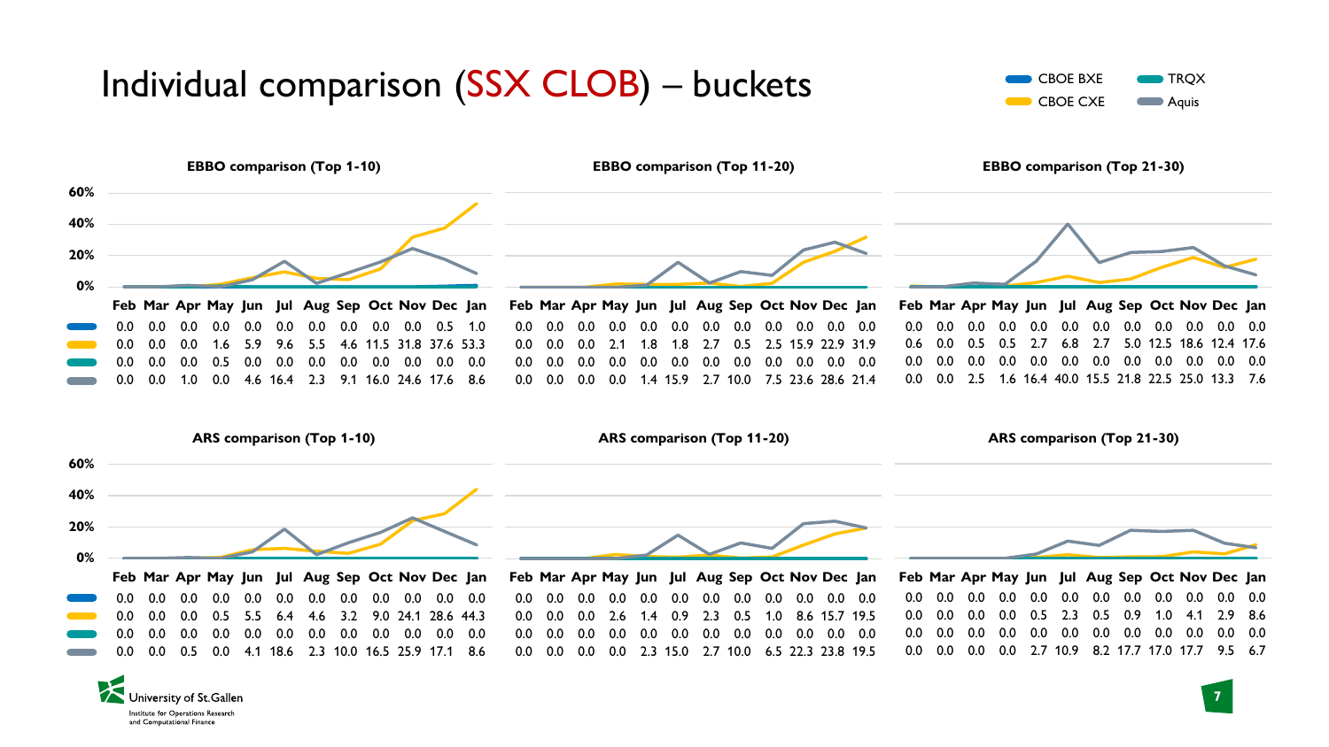# Individual comparison (SSX CLOB) – buckets

Legend: CBOE BXE, CBOE CXE, TRQX, Aquis

### EBBO comparison (Top 1-10)

| | Feb | Mar | Apr | May | Jun | Jul | Aug | Sep | Oct | Nov | Dec | Jan |
|---|---|---|---|---|---|---|---|---|---|---|---|---|
| CBOE BXE | 0.0 | 0.0 | 0.0 | 0.0 | 0.0 | 0.0 | 0.0 | 0.0 | 0.0 | 0.0 | 0.5 | 1.0 |
| CBOE CXE | 0.0 | 0.0 | 0.0 | 1.6 | 5.9 | 9.6 | 5.5 | 4.6 | 11.5 | 31.8 | 37.6 | 53.3 |
| TRQX | 0.0 | 0.0 | 0.0 | 0.5 | 0.0 | 0.0 | 0.0 | 0.0 | 0.0 | 0.0 | 0.0 | 0.0 |
| Aquis | 0.0 | 0.0 | 1.0 | 0.0 | 4.6 | 16.4 | 2.3 | 9.1 | 16.0 | 24.6 | 17.6 | 8.6 |

### EBBO comparison (Top 11-20)

| | Feb | Mar | Apr | May | Jun | Jul | Aug | Sep | Oct | Nov | Dec | Jan |
|---|---|---|---|---|---|---|---|---|---|---|---|---|
| CBOE BXE | 0.0 | 0.0 | 0.0 | 0.0 | 0.0 | 0.0 | 0.0 | 0.0 | 0.0 | 0.0 | 0.0 | 0.0 |
| CBOE CXE | 0.0 | 0.0 | 0.0 | 2.1 | 1.8 | 1.8 | 2.7 | 0.5 | 2.5 | 15.9 | 22.9 | 31.9 |
| TRQX | 0.0 | 0.0 | 0.0 | 0.0 | 0.0 | 0.0 | 0.0 | 0.0 | 0.0 | 0.0 | 0.0 | 0.0 |
| Aquis | 0.0 | 0.0 | 0.0 | 0.0 | 1.4 | 15.9 | 2.7 | 10.0 | 7.5 | 23.6 | 28.6 | 21.4 |

### EBBO comparison (Top 21-30)

| | Feb | Mar | Apr | May | Jun | Jul | Aug | Sep | Oct | Nov | Dec | Jan |
|---|---|---|---|---|---|---|---|---|---|---|---|---|
| CBOE BXE | 0.0 | 0.0 | 0.0 | 0.0 | 0.0 | 0.0 | 0.0 | 0.0 | 0.0 | 0.0 | 0.0 | 0.0 |
| CBOE CXE | 0.6 | 0.0 | 0.5 | 0.5 | 2.7 | 6.8 | 2.7 | 5.0 | 12.5 | 18.6 | 12.4 | 17.6 |
| TRQX | 0.0 | 0.0 | 0.0 | 0.0 | 0.0 | 0.0 | 0.0 | 0.0 | 0.0 | 0.0 | 0.0 | 0.0 |
| Aquis | 0.0 | 0.0 | 2.5 | 1.6 | 16.4 | 40.0 | 15.5 | 21.8 | 22.5 | 25.0 | 13.3 | 7.6 |

### ARS comparison (Top 1-10)

| | Feb | Mar | Apr | May | Jun | Jul | Aug | Sep | Oct | Nov | Dec | Jan |
|---|---|---|---|---|---|---|---|---|---|---|---|---|
| CBOE BXE | 0.0 | 0.0 | 0.0 | 0.0 | 0.0 | 0.0 | 0.0 | 0.0 | 0.0 | 0.0 | 0.0 | 0.0 |
| CBOE CXE | 0.0 | 0.0 | 0.0 | 0.5 | 5.5 | 6.4 | 4.6 | 3.2 | 9.0 | 24.1 | 28.6 | 44.3 |
| TRQX | 0.0 | 0.0 | 0.0 | 0.0 | 0.0 | 0.0 | 0.0 | 0.0 | 0.0 | 0.0 | 0.0 | 0.0 |
| Aquis | 0.0 | 0.0 | 0.5 | 0.0 | 4.1 | 18.6 | 2.3 | 10.0 | 16.5 | 25.9 | 17.1 | 8.6 |

### ARS comparison (Top 11-20)

| | Feb | Mar | Apr | May | Jun | Jul | Aug | Sep | Oct | Nov | Dec | Jan |
|---|---|---|---|---|---|---|---|---|---|---|---|---|
| CBOE BXE | 0.0 | 0.0 | 0.0 | 0.0 | 0.0 | 0.0 | 0.0 | 0.0 | 0.0 | 0.0 | 0.0 | 0.0 |
| CBOE CXE | 0.0 | 0.0 | 0.0 | 2.6 | 1.4 | 0.9 | 2.3 | 0.5 | 1.0 | 8.6 | 15.7 | 19.5 |
| TRQX | 0.0 | 0.0 | 0.0 | 0.0 | 0.0 | 0.0 | 0.0 | 0.0 | 0.0 | 0.0 | 0.0 | 0.0 |
| Aquis | 0.0 | 0.0 | 0.0 | 0.0 | 2.3 | 15.0 | 2.7 | 10.0 | 6.5 | 22.3 | 23.8 | 19.5 |

### ARS comparison (Top 21-30)

| | Feb | Mar | Apr | May | Jun | Jul | Aug | Sep | Oct | Nov | Dec | Jan |
|---|---|---|---|---|---|---|---|---|---|---|---|---|
| CBOE BXE | 0.0 | 0.0 | 0.0 | 0.0 | 0.0 | 0.0 | 0.0 | 0.0 | 0.0 | 0.0 | 0.0 | 0.0 |
| CBOE CXE | 0.0 | 0.0 | 0.0 | 0.0 | 0.5 | 2.3 | 0.5 | 0.9 | 1.0 | 4.1 | 2.9 | 8.6 |
| TRQX | 0.0 | 0.0 | 0.0 | 0.0 | 0.0 | 0.0 | 0.0 | 0.0 | 0.0 | 0.0 | 0.0 | 0.0 |
| Aquis | 0.0 | 0.0 | 0.0 | 0.0 | 2.7 | 10.9 | 8.2 | 17.7 | 17.0 | 17.7 | 9.5 | 6.7 |

University of St.Gallen
Institute for Operations Research and Computational Finance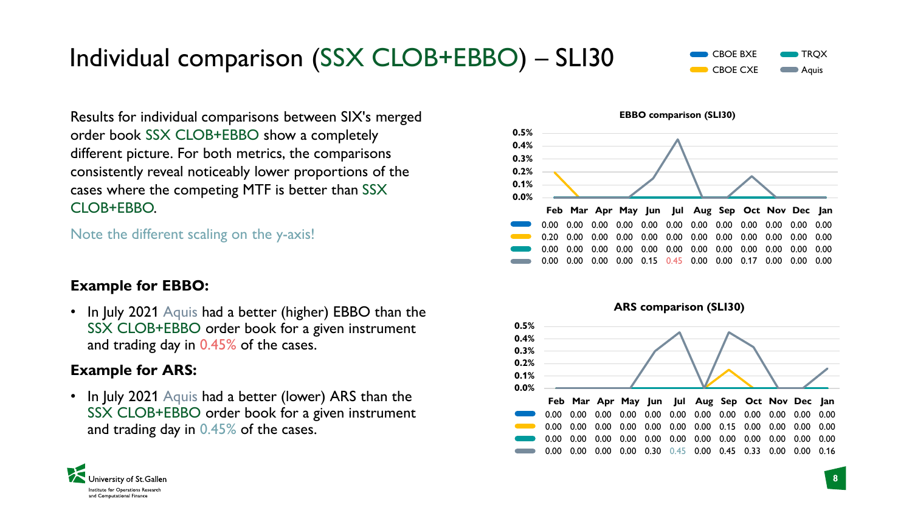# Individual comparison (SSX CLOB+EBBO) – SLI30

Results for individual comparisons between SIX's merged order book SSX CLOB+EBBO show a completely different picture. For both metrics, the comparisons consistently reveal noticeably lower proportions of the cases where the competing MTF is better than SSX CLOB+EBBO.

Note the different scaling on the y-axis!

**Example for EBBO:**

- In July 2021 Aquis had a better (higher) EBBO than the SSX CLOB+EBBO order book for a given instrument and trading day in 0.45% of the cases.

**Example for ARS:**

- In July 2021 Aquis had a better (lower) ARS than the SSX CLOB+EBBO order book for a given instrument and trading day in 0.45% of the cases.

**EBBO comparison (SLI30)**

| | Feb | Mar | Apr | May | Jun | Jul | Aug | Sep | Oct | Nov | Dec | Jan |
|---|---|---|---|---|---|---|---|---|---|---|---|---|
| CBOE BXE | 0.00 | 0.00 | 0.00 | 0.00 | 0.00 | 0.00 | 0.00 | 0.00 | 0.00 | 0.00 | 0.00 | 0.00 |
| CBOE CXE | 0.20 | 0.00 | 0.00 | 0.00 | 0.00 | 0.00 | 0.00 | 0.00 | 0.00 | 0.00 | 0.00 | 0.00 |
| TRQX | 0.00 | 0.00 | 0.00 | 0.00 | 0.00 | 0.00 | 0.00 | 0.00 | 0.00 | 0.00 | 0.00 | 0.00 |
| Aquis | 0.00 | 0.00 | 0.00 | 0.00 | 0.15 | 0.45 | 0.00 | 0.00 | 0.17 | 0.00 | 0.00 | 0.00 |

**ARS comparison (SLI30)**

| | Feb | Mar | Apr | May | Jun | Jul | Aug | Sep | Oct | Nov | Dec | Jan |
|---|---|---|---|---|---|---|---|---|---|---|---|---|
| CBOE BXE | 0.00 | 0.00 | 0.00 | 0.00 | 0.00 | 0.00 | 0.00 | 0.00 | 0.00 | 0.00 | 0.00 | 0.00 |
| CBOE CXE | 0.00 | 0.00 | 0.00 | 0.00 | 0.00 | 0.00 | 0.00 | 0.15 | 0.00 | 0.00 | 0.00 | 0.00 |
| TRQX | 0.00 | 0.00 | 0.00 | 0.00 | 0.00 | 0.00 | 0.00 | 0.00 | 0.00 | 0.00 | 0.00 | 0.00 |
| Aquis | 0.00 | 0.00 | 0.00 | 0.00 | 0.30 | 0.45 | 0.00 | 0.45 | 0.33 | 0.00 | 0.00 | 0.16 |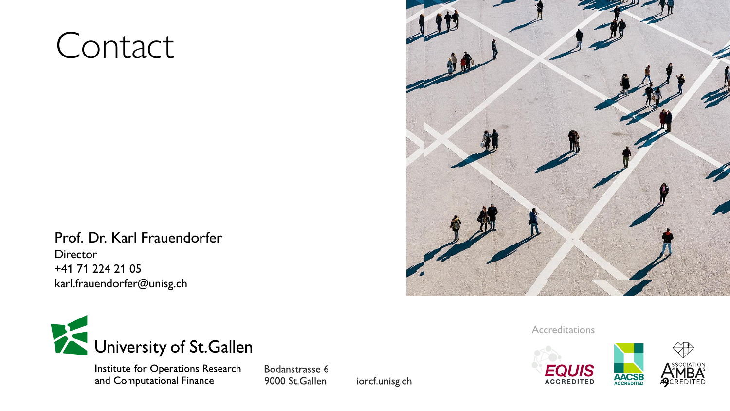# Contact

Prof. Dr. Karl Frauendorfer
Director
+41 71 224 21 05
karl.frauendorfer@unisg.ch

University of St.Gallen

Institute for Operations Research
and Computational Finance

Bodanstrasse 6
9000 St.Gallen

iorcf.unisg.ch

Accreditations

EQUIS ACCREDITED

AACSB ACCREDITED

ASSOCIATION OF MBAS ACCREDITED